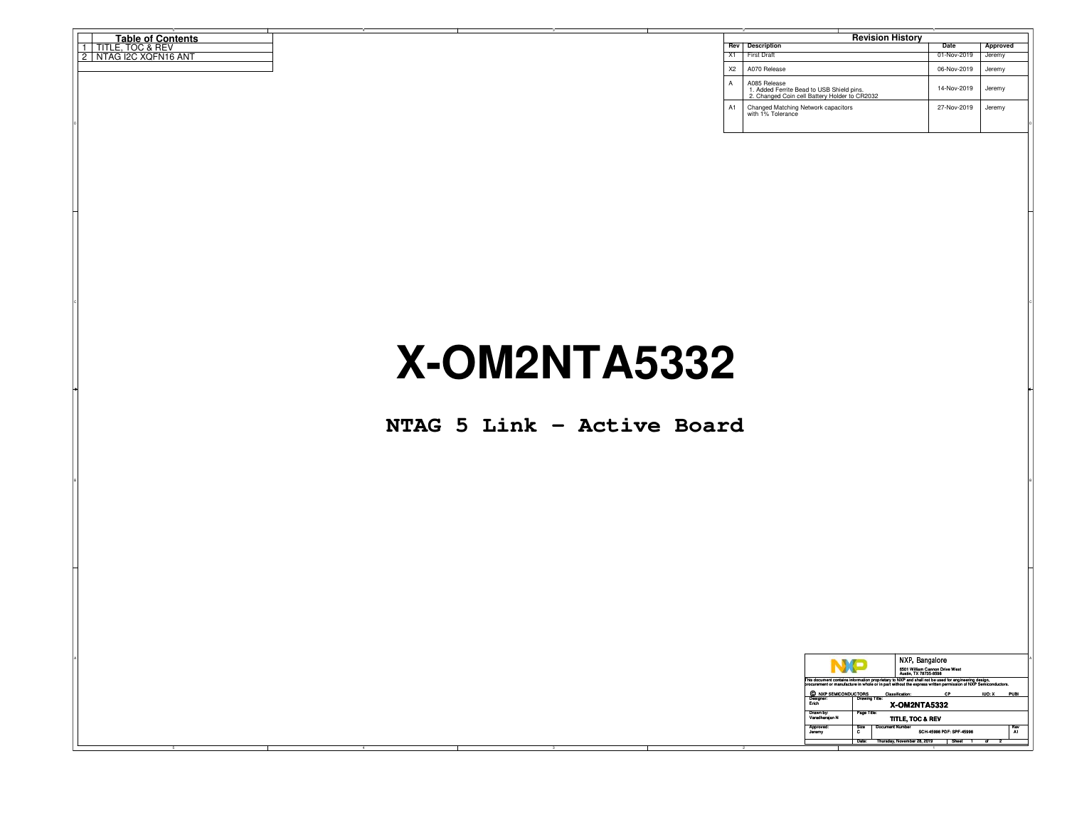## Table of Contents

| | |
|---|---|
| 1 | TITLE, TOC & REV |
| 2 | NTAG I2C XQFN16 ANT |

## Revision History

| Rev | Description | Date | Approved |
|---|---|---|---|
| X1 | First Draft | 01-Nov-2019 | Jeremy |
| X2 | A070 Release | 06-Nov-2019 | Jeremy |
| A | A085 Release<br>1. Added Ferrite Bead to USB Shield pins.<br>2. Changed Coin cell Battery Holder to CR2032 | 14-Nov-2019 | Jeremy |
| A1 | Changed Matching Network capacitors with 1% Tolerance | 27-Nov-2019 | Jeremy |

# X-OM2NTA5332

## NTAG 5 Link - Active Board

NXP, Bangalore
6501 William Cannon Drive West
Austin, TX 78735-8598

This document contains information proprietary to NXP and shall not be used for engineering design, procurement or manufacture in whole or in part without the express written permission of NXP Semiconductors.

© NXP SEMICONDUCTORS | Classification: CP | IUO: X | PUBI

| | |
|---|---|
| Designer: Erich | Drawing Title: X-OM2NTA5332 |
| Drawn by: Varadharajan N | Page Title: TITLE, TOC & REV |
| Approved: Jeremy | Size: C — Document Number: SCH-45998 PDF: SPF-45998 — Rev: A1 |
| | Date: Thursday, November 28, 2019 — Sheet 1 of 2 |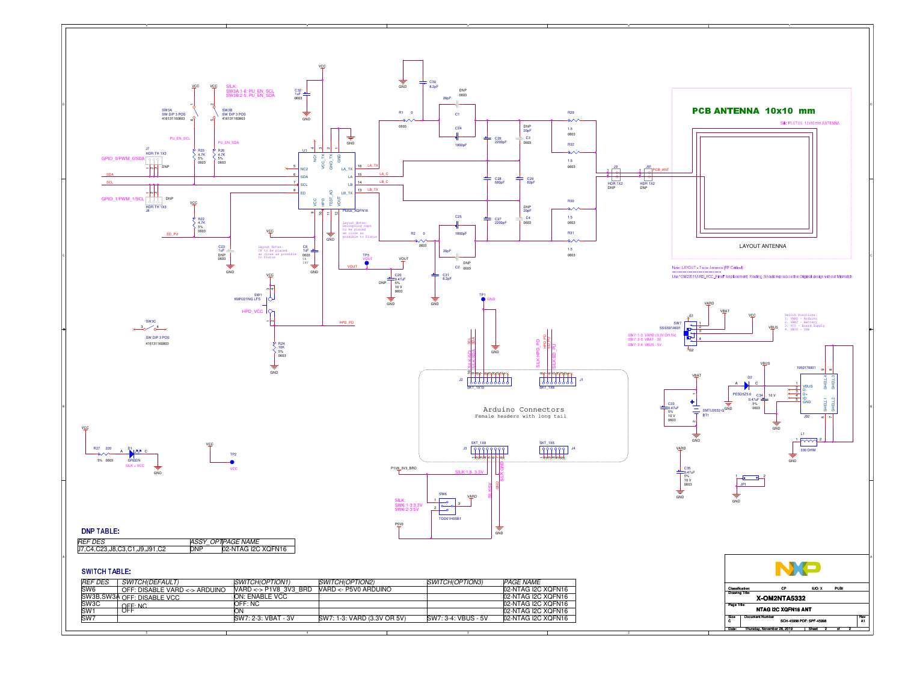PCB ANTENNA 10x10 mm

SILK: PLUTUS 11x16 mm ANTENNA

LAYOUT ANTENNA

Note: LAYOUT - Trace Antenna (RF Critical)
Use "OM2351ARD_FCC_Final" for placement, Routing. Should reproduce the Original design without Mismatch

SILK:
SW3A:1-6: PU_EN_SCL
SW3B:2-5: PU_EN_SDA

Layout Notes:
Decoupling caps to be placed as close as possible to Plutus

Switch Positions:
1. VARD - Arduino
2. VBAT - Battery
3. VCC - Board Supply
4. VBUS - USB

SW7: 1-3: VARD (3.3V OR 5V)
SW7: 2-3: VBAT - 3V
SW7: 3-4: VBUS - 5V

Arduino Connectors
Female headers with long tail

SILK:
SW6:1-3:3.3V
SW6:2-3:5V

## DNP TABLE:

| REF DES | ASSY_OPT | PAGE NAME |
|---|---|---|
| J7,C4,C23,J8,C3,C1,J9,J91,C2 | DNP | 02-NTAG I2C XQFN16 |

## SWITCH TABLE:

| REF DES | SWITCH(DEFAULT) | SWITCH(OPTION1) | SWITCH(OPTION2) | SWITCH(OPTION3) | PAGE NAME |
|---|---|---|---|---|---|
| SW6 | OFF: DISABLE VARD <-> ARDUINO | VARD <-> P1V8_3V3_BRD | VARD <- P5V0 ARDUINO | | 02-NTAG I2C XQFN16 |
| SW3B,SW3A | OFF: DISABLE VCC | ON: ENABLE VCC | | | 02-NTAG I2C XQFN16 |
| SW3C | OFF: NC | OFF: NC | | | 02-NTAG I2C XQFN16 |
| SW1 | OFF | ON | | | 02-NTAG I2C XQFN16 |
| SW7 | | SW7: 2-3: VBAT - 3V | SW7: 1-3: VARD (3.3V OR 5V) | SW7: 3-4: VBUS - 5V | 02-NTAG I2C XQFN16 |

| | |
|---|---|
| Classification: | CP IUO: X PUBI |
| Drawing Title: | X-OM2NTA5332 |
| Page Title: | NTAG I2C XQFN16 ANT |
| Size | C |
| Document Number | SCH-45998 PDF: SPF-45998 |
| Rev | A1 |
| Date: | Thursday, November 28, 2019 |
| Sheet | 2 of 2 |